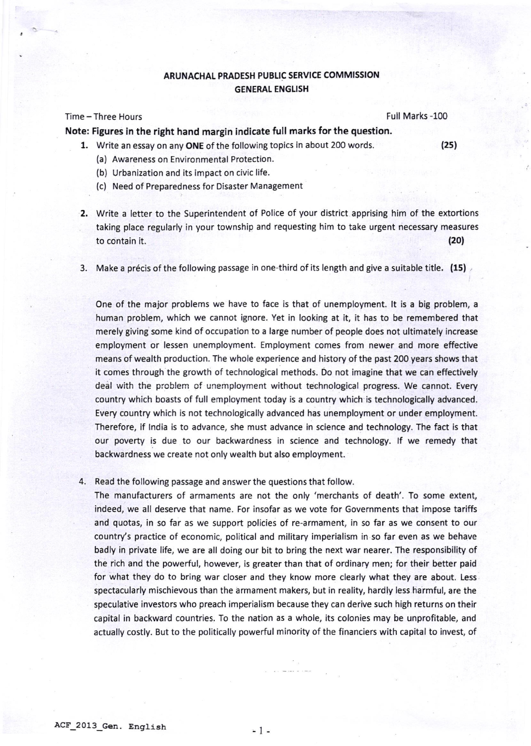**ARUNACHAL PRADESH PUBLIC SERVICE COMMISSION**
**GENERAL ENGLISH**

Time – Three Hours Full Marks -100

**Note: Figures in the right hand margin indicate full marks for the question.**

1. Write an essay on any **ONE** of the following topics in about 200 words. **(25)**
   (a) Awareness on Environmental Protection.
   (b) Urbanization and its impact on civic life.
   (c) Need of Preparedness for Disaster Management

2. Write a letter to the Superintendent of Police of your district apprising him of the extortions taking place regularly in your township and requesting him to take urgent necessary measures to contain it. **(20)**

3. Make a précis of the following passage in one-third of its length and give a suitable title. **(15)**

   One of the major problems we have to face is that of unemployment. It is a big problem, a human problem, which we cannot ignore. Yet in looking at it, it has to be remembered that merely giving some kind of occupation to a large number of people does not ultimately increase employment or lessen unemployment. Employment comes from newer and more effective means of wealth production. The whole experience and history of the past 200 years shows that it comes through the growth of technological methods. Do not imagine that we can effectively deal with the problem of unemployment without technological progress. We cannot. Every country which boasts of full employment today is a country which is technologically advanced. Every country which is not technologically advanced has unemployment or under employment. Therefore, if India is to advance, she must advance in science and technology. The fact is that our poverty is due to our backwardness in science and technology. If we remedy that backwardness we create not only wealth but also employment.

4. Read the following passage and answer the questions that follow.
   The manufacturers of armaments are not the only 'merchants of death'. To some extent, indeed, we all deserve that name. For insofar as we vote for Governments that impose tariffs and quotas, in so far as we support policies of re-armament, in so far as we consent to our country's practice of economic, political and military imperialism in so far even as we behave badly in private life, we are all doing our bit to bring the next war nearer. The responsibility of the rich and the powerful, however, is greater than that of ordinary men; for their better paid for what they do to bring war closer and they know more clearly what they are about. Less spectacularly mischievous than the armament makers, but in reality, hardly less harmful, are the speculative investors who preach imperialism because they can derive such high returns on their capital in backward countries. To the nation as a whole, its colonies may be unprofitable, and actually costly. But to the politically powerful minority of the financiers with capital to invest, of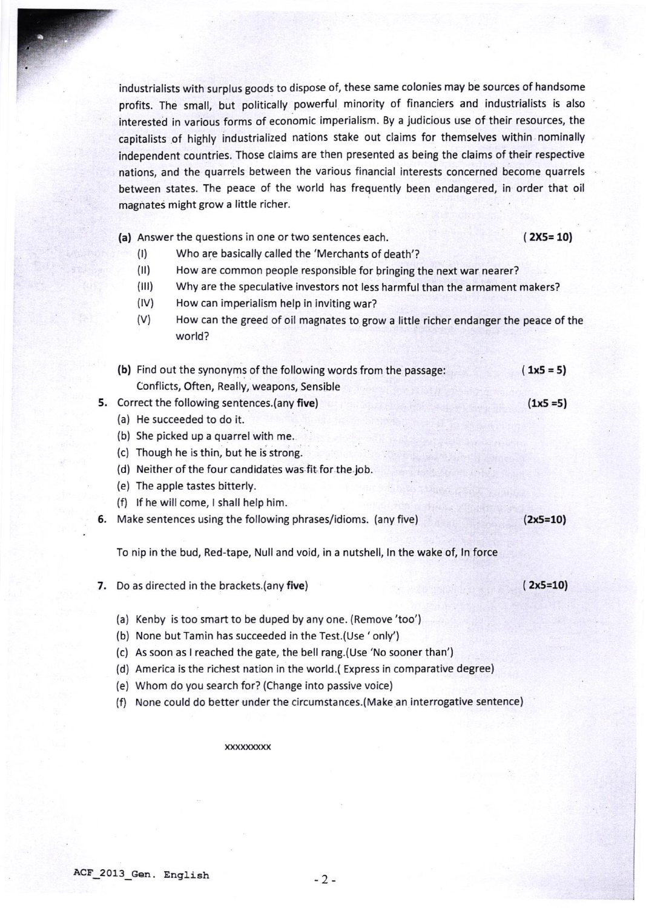industrialists with surplus goods to dispose of, these same colonies may be sources of handsome profits. The small, but politically powerful minority of financiers and industrialists is also interested in various forms of economic imperialism. By a judicious use of their resources, the capitalists of highly industrialized nations stake out claims for themselves within nominally independent countries. Those claims are then presented as being the claims of their respective nations, and the quarrels between the various financial interests concerned become quarrels between states. The peace of the world has frequently been endangered, in order that oil magnates might grow a little richer.

**(a)** Answer the questions in one or two sentences each. **( 2X5= 10)**

- (I) Who are basically called the 'Merchants of death'?
- (II) How are common people responsible for bringing the next war nearer?
- (III) Why are the speculative investors not less harmful than the armament makers?
- (IV) How can imperialism help in inviting war?
- (V) How can the greed of oil magnates to grow a little richer endanger the peace of the world?

**(b)** Find out the synonyms of the following words from the passage: **( 1x5 = 5)**
Conflicts, Often, Really, weapons, Sensible

**5.** Correct the following sentences.(any **five**) **(1x5 =5)**

- (a) He succeeded to do it.
- (b) She picked up a quarrel with me.
- (c) Though he is thin, but he is strong.
- (d) Neither of the four candidates was fit for the job.
- (e) The apple tastes bitterly.
- (f) If he will come, I shall help him.

**6.** Make sentences using the following phrases/idioms. (any five) **(2x5=10)**

To nip in the bud, Red-tape, Null and void, in a nutshell, In the wake of, In force

**7.** Do as directed in the brackets.(any **five**) **( 2x5=10)**

- (a) Kenby is too smart to be duped by any one. (Remove 'too')
- (b) None but Tamin has succeeded in the Test.(Use ' only')
- (c) As soon as I reached the gate, the bell rang.(Use 'No sooner than')
- (d) America is the richest nation in the world.( Express in comparative degree)
- (e) Whom do you search for? (Change into passive voice)
- (f) None could do better under the circumstances.(Make an interrogative sentence)

xxxxxxxxx